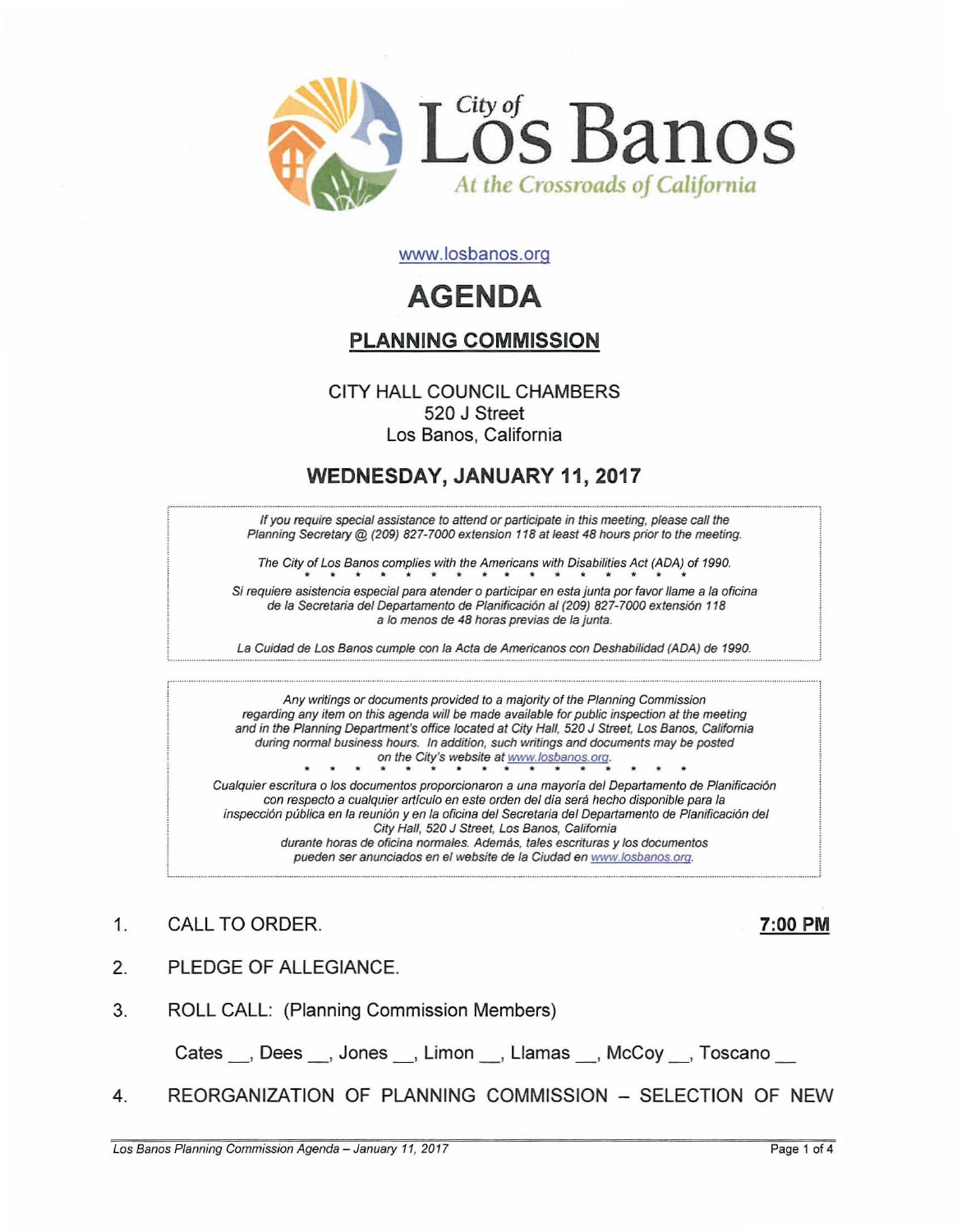City of Los Banos

*At the Crossroads of California*

www.losbanos.org

# AGENDA

## PLANNING COMMISSION

CITY HALL COUNCIL CHAMBERS
520 J Street
Los Banos, California

## WEDNESDAY, JANUARY 11, 2017

*If you require special assistance to attend or participate in this meeting, please call the Planning Secretary @ (209) 827-7000 extension 118 at least 48 hours prior to the meeting.*

*The City of Los Banos complies with the Americans with Disabilities Act (ADA) of 1990.*

* * * * * * * * * * * * * * *

*Si requiere asistencia especial para atender o participar en esta junta por favor llame a la oficina de la Secretaria del Departamento de Planificación al (209) 827-7000 extensión 118 a lo menos de 48 horas previas de la junta.*

*La Cuidad de Los Banos cumple con la Acta de Americanos con Deshabilidad (ADA) de 1990.*

*Any writings or documents provided to a majority of the Planning Commission regarding any item on this agenda will be made available for public inspection at the meeting and in the Planning Department's office located at City Hall, 520 J Street, Los Banos, California during normal business hours. In addition, such writings and documents may be posted on the City's website at www.losbanos.org.*

* * * * * * * * * * * * * * * *

*Cualquier escritura o los documentos proporcionaron a una mayoría del Departamento de Planificación con respecto a cualquier artículo en este orden del día será hecho disponible para la inspección pública en la reunión y en la oficina del Secretaria del Departamento de Planificación del City Hall, 520 J Street, Los Banos, California durante horas de oficina normales. Además, tales escrituras y los documentos pueden ser anunciados en el website de la Ciudad en www.losbanos.org.*

1. CALL TO ORDER. **7:00 PM**

2. PLEDGE OF ALLEGIANCE.

3. ROLL CALL: (Planning Commission Members)

   Cates __, Dees __, Jones __, Limon __, Llamas __, McCoy __, Toscano __

4. REORGANIZATION OF PLANNING COMMISSION – SELECTION OF NEW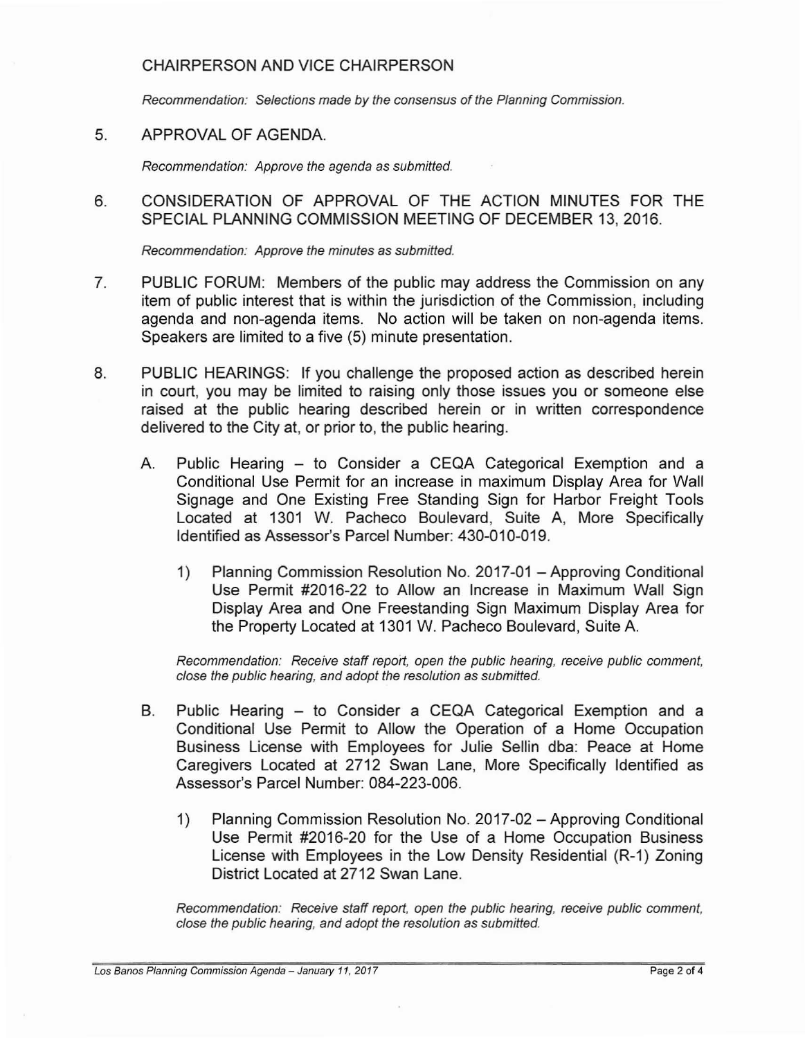CHAIRPERSON AND VICE CHAIRPERSON

*Recommendation: Selections made by the consensus of the Planning Commission.*

5. APPROVAL OF AGENDA.

   *Recommendation: Approve the agenda as submitted.*

6. CONSIDERATION OF APPROVAL OF THE ACTION MINUTES FOR THE SPECIAL PLANNING COMMISSION MEETING OF DECEMBER 13, 2016.

   *Recommendation: Approve the minutes as submitted.*

7. PUBLIC FORUM: Members of the public may address the Commission on any item of public interest that is within the jurisdiction of the Commission, including agenda and non-agenda items. No action will be taken on non-agenda items. Speakers are limited to a five (5) minute presentation.

8. PUBLIC HEARINGS: If you challenge the proposed action as described herein in court, you may be limited to raising only those issues you or someone else raised at the public hearing described herein or in written correspondence delivered to the City at, or prior to, the public hearing.

   A. Public Hearing – to Consider a CEQA Categorical Exemption and a Conditional Use Permit for an increase in maximum Display Area for Wall Signage and One Existing Free Standing Sign for Harbor Freight Tools Located at 1301 W. Pacheco Boulevard, Suite A, More Specifically Identified as Assessor's Parcel Number: 430-010-019.

      1) Planning Commission Resolution No. 2017-01 – Approving Conditional Use Permit #2016-22 to Allow an Increase in Maximum Wall Sign Display Area and One Freestanding Sign Maximum Display Area for the Property Located at 1301 W. Pacheco Boulevard, Suite A.

      *Recommendation: Receive staff report, open the public hearing, receive public comment, close the public hearing, and adopt the resolution as submitted.*

   B. Public Hearing – to Consider a CEQA Categorical Exemption and a Conditional Use Permit to Allow the Operation of a Home Occupation Business License with Employees for Julie Sellin dba: Peace at Home Caregivers Located at 2712 Swan Lane, More Specifically Identified as Assessor's Parcel Number: 084-223-006.

      1) Planning Commission Resolution No. 2017-02 – Approving Conditional Use Permit #2016-20 for the Use of a Home Occupation Business License with Employees in the Low Density Residential (R-1) Zoning District Located at 2712 Swan Lane.

      *Recommendation: Receive staff report, open the public hearing, receive public comment, close the public hearing, and adopt the resolution as submitted.*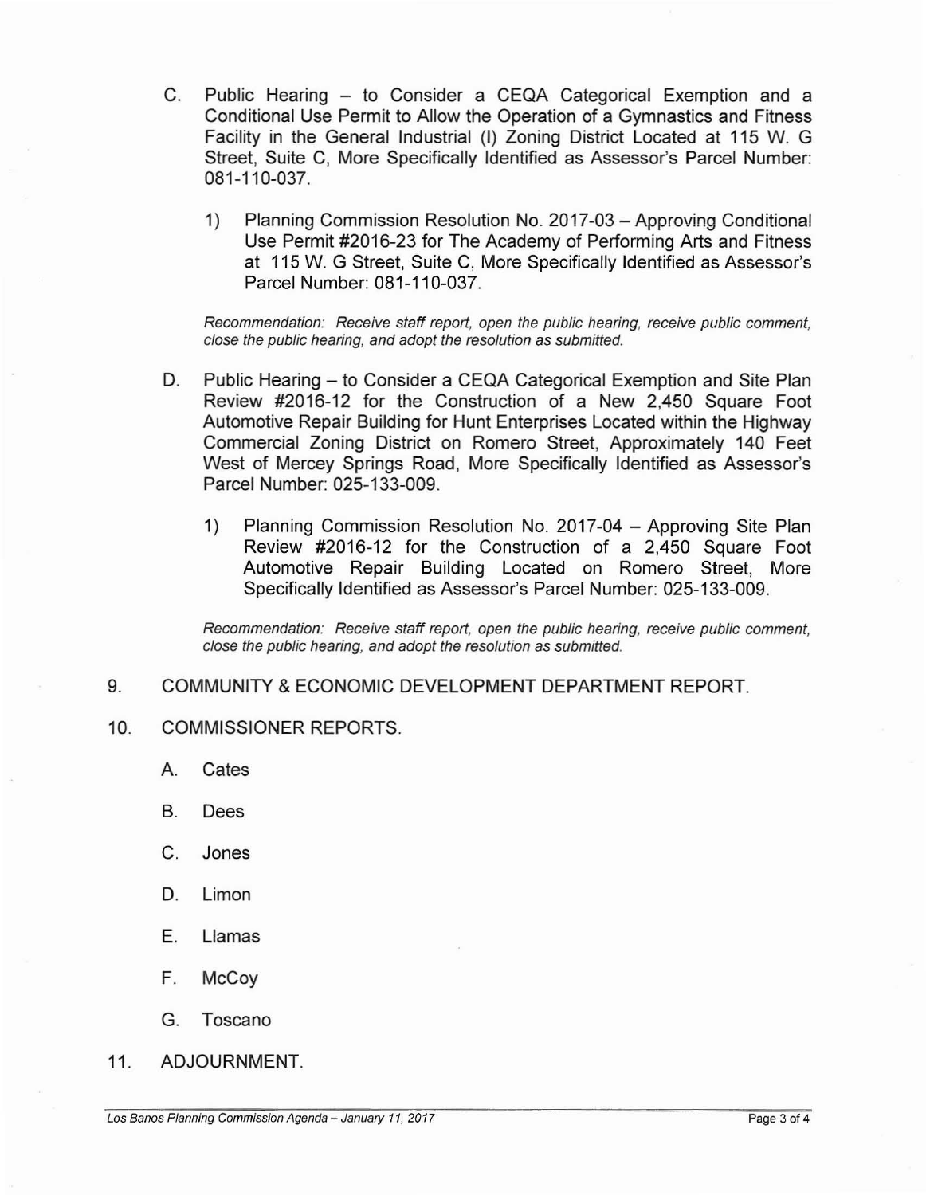C. Public Hearing – to Consider a CEQA Categorical Exemption and a Conditional Use Permit to Allow the Operation of a Gymnastics and Fitness Facility in the General Industrial (I) Zoning District Located at 115 W. G Street, Suite C, More Specifically Identified as Assessor's Parcel Number: 081-110-037.

   1) Planning Commission Resolution No. 2017-03 – Approving Conditional Use Permit #2016-23 for The Academy of Performing Arts and Fitness at 115 W. G Street, Suite C, More Specifically Identified as Assessor's Parcel Number: 081-110-037.

   *Recommendation: Receive staff report, open the public hearing, receive public comment, close the public hearing, and adopt the resolution as submitted.*

D. Public Hearing – to Consider a CEQA Categorical Exemption and Site Plan Review #2016-12 for the Construction of a New 2,450 Square Foot Automotive Repair Building for Hunt Enterprises Located within the Highway Commercial Zoning District on Romero Street, Approximately 140 Feet West of Mercey Springs Road, More Specifically Identified as Assessor's Parcel Number: 025-133-009.

   1) Planning Commission Resolution No. 2017-04 – Approving Site Plan Review #2016-12 for the Construction of a 2,450 Square Foot Automotive Repair Building Located on Romero Street, More Specifically Identified as Assessor's Parcel Number: 025-133-009.

   *Recommendation: Receive staff report, open the public hearing, receive public comment, close the public hearing, and adopt the resolution as submitted.*

9. COMMUNITY & ECONOMIC DEVELOPMENT DEPARTMENT REPORT.

10. COMMISSIONER REPORTS.

    A. Cates

    B. Dees

    C. Jones

    D. Limon

    E. Llamas

    F. McCoy

    G. Toscano

11. ADJOURNMENT.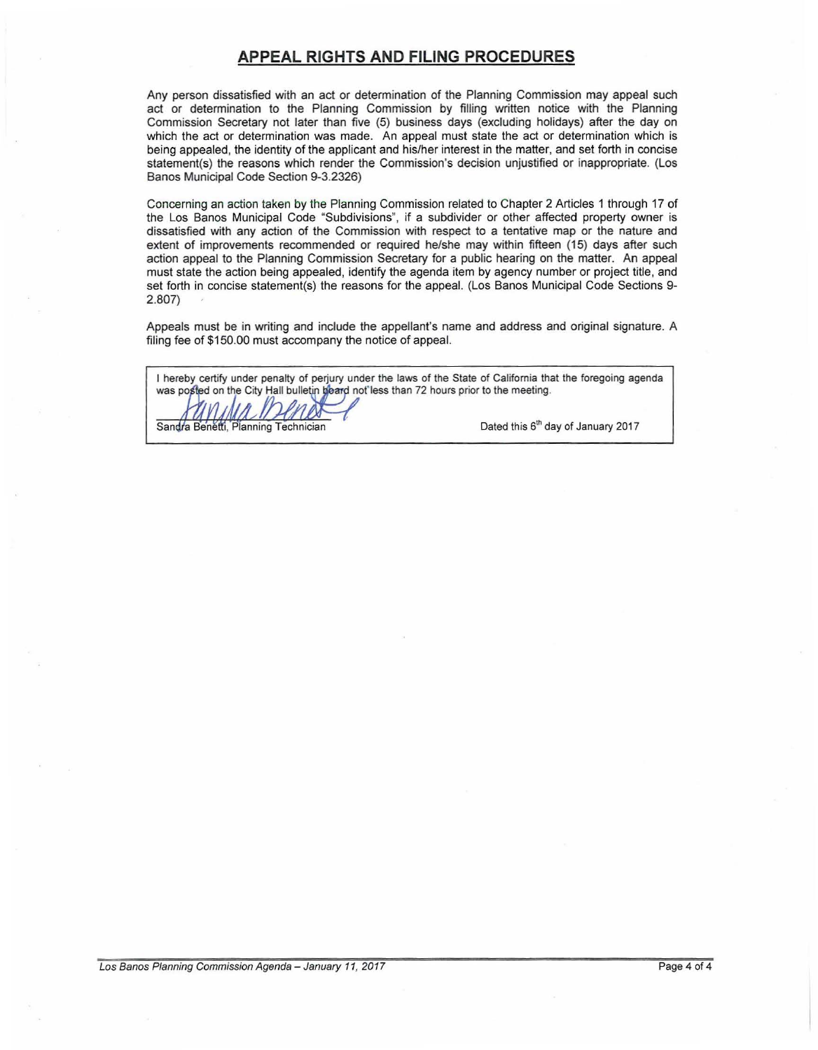## APPEAL RIGHTS AND FILING PROCEDURES

Any person dissatisfied with an act or determination of the Planning Commission may appeal such act or determination to the Planning Commission by filling written notice with the Planning Commission Secretary not later than five (5) business days (excluding holidays) after the day on which the act or determination was made. An appeal must state the act or determination which is being appealed, the identity of the applicant and his/her interest in the matter, and set forth in concise statement(s) the reasons which render the Commission's decision unjustified or inappropriate. (Los Banos Municipal Code Section 9-3.2326)

Concerning an action taken by the Planning Commission related to Chapter 2 Articles 1 through 17 of the Los Banos Municipal Code "Subdivisions", if a subdivider or other affected property owner is dissatisfied with any action of the Commission with respect to a tentative map or the nature and extent of improvements recommended or required he/she may within fifteen (15) days after such action appeal to the Planning Commission Secretary for a public hearing on the matter. An appeal must state the action being appealed, identify the agenda item by agency number or project title, and set forth in concise statement(s) the reasons for the appeal. (Los Banos Municipal Code Sections 9-2.807)

Appeals must be in writing and include the appellant's name and address and original signature. A filing fee of $150.00 must accompany the notice of appeal.

I hereby certify under penalty of perjury under the laws of the State of California that the foregoing agenda was posted on the City Hall bulletin board not less than 72 hours prior to the meeting.

Sandra Benetti, Planning Technician

Dated this 6th day of January 2017